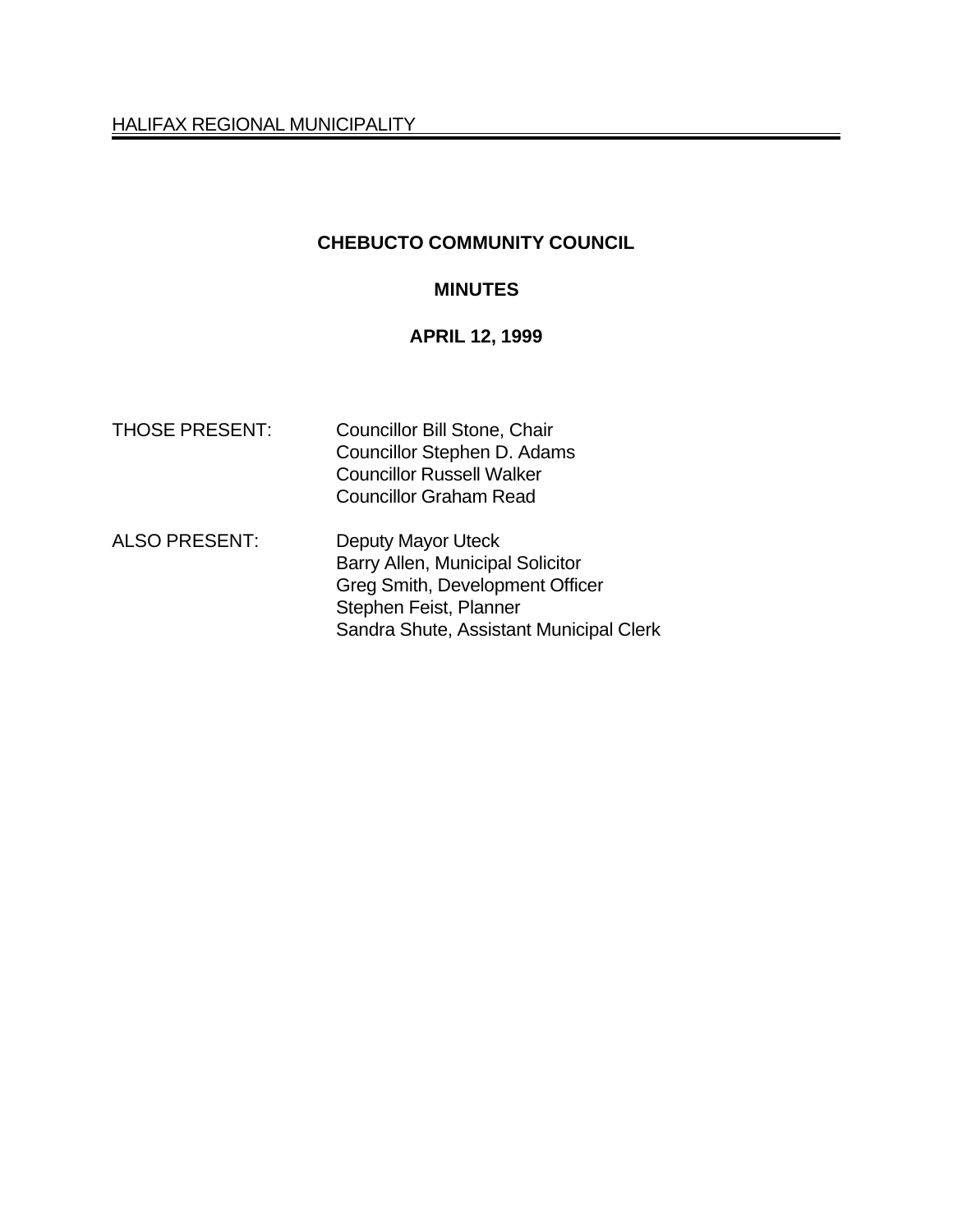HALIFAX REGIONAL MUNICIPALITY

# CHEBUCTO COMMUNITY COUNCIL

## MINUTES

## APRIL 12, 1999

THOSE PRESENT: Councillor Bill Stone, Chair
Councillor Stephen D. Adams
Councillor Russell Walker
Councillor Graham Read

ALSO PRESENT: Deputy Mayor Uteck
Barry Allen, Municipal Solicitor
Greg Smith, Development Officer
Stephen Feist, Planner
Sandra Shute, Assistant Municipal Clerk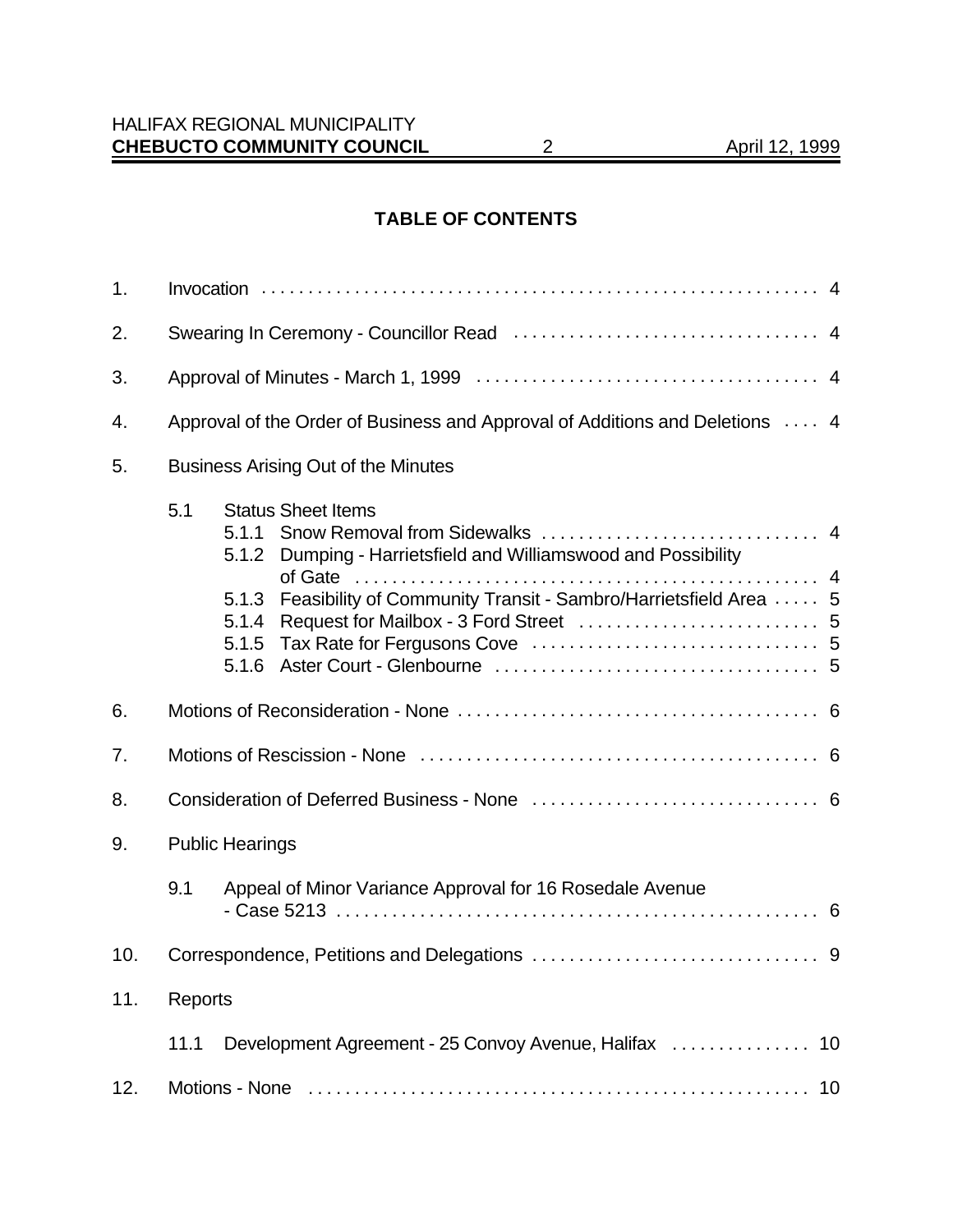## TABLE OF CONTENTS

1. Invocation . . . . . 4
2. Swearing In Ceremony - Councillor Read . . . . . 4
3. Approval of Minutes - March 1, 1999 . . . . . 4
4. Approval of the Order of Business and Approval of Additions and Deletions . . . . 4
5. Business Arising Out of the Minutes
   - 5.1 Status Sheet Items
     - 5.1.1 Snow Removal from Sidewalks . . . . . 4
     - 5.1.2 Dumping - Harrietsfield and Williamswood and Possibility of Gate . . . . . 4
     - 5.1.3 Feasibility of Community Transit - Sambro/Harrietsfield Area . . . . . 5
     - 5.1.4 Request for Mailbox - 3 Ford Street . . . . . 5
     - 5.1.5 Tax Rate for Fergusons Cove . . . . . 5
     - 5.1.6 Aster Court - Glenbourne . . . . . 5
6. Motions of Reconsideration - None . . . . . 6
7. Motions of Rescission - None . . . . . 6
8. Consideration of Deferred Business - None . . . . . 6
9. Public Hearings
   - 9.1 Appeal of Minor Variance Approval for 16 Rosedale Avenue - Case 5213 . . . . . 6
10. Correspondence, Petitions and Delegations . . . . . 9
11. Reports
    - 11.1 Development Agreement - 25 Convoy Avenue, Halifax . . . . . 10
12. Motions - None . . . . . 10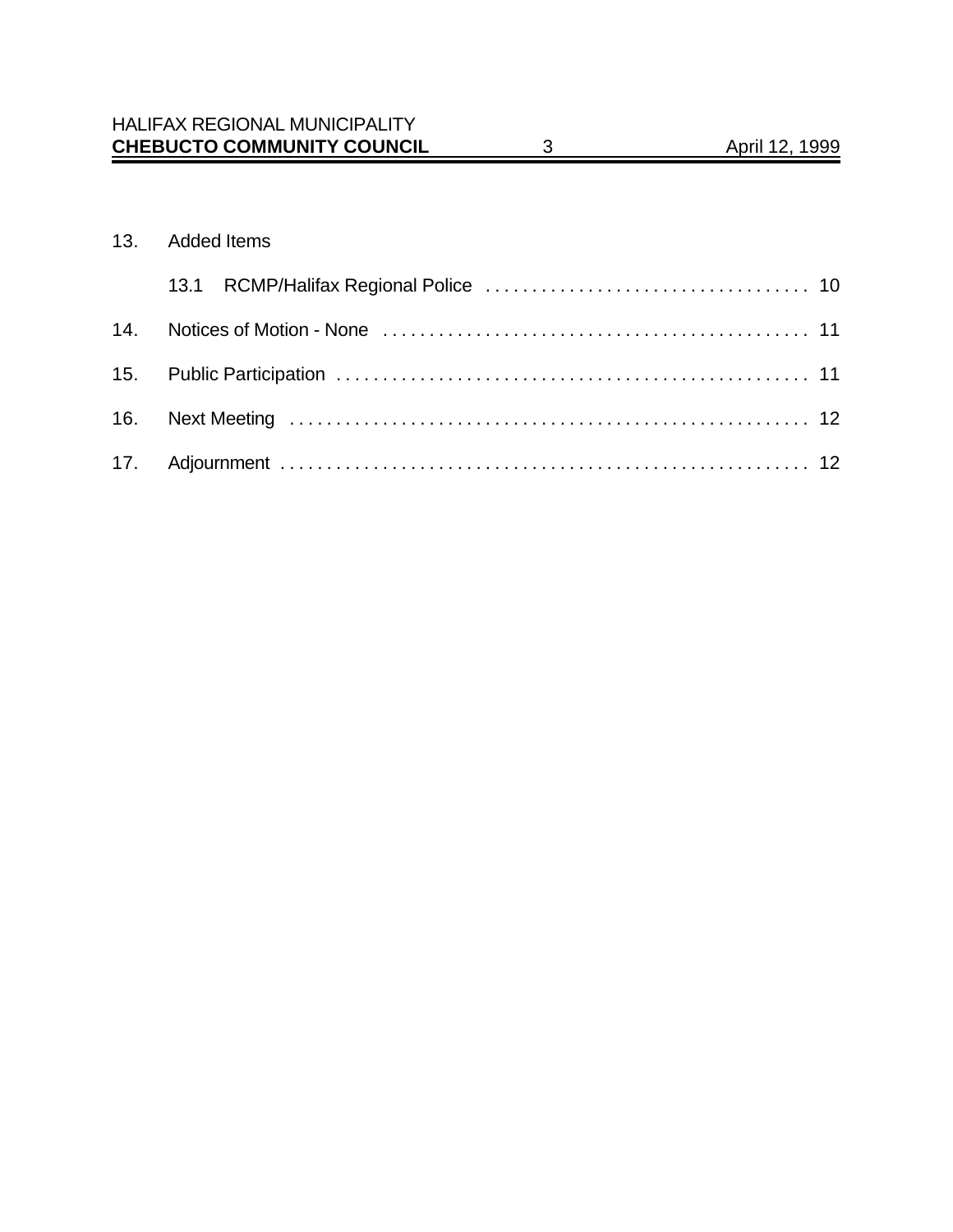13. Added Items

    13.1 RCMP/Halifax Regional Police . . . . . . . . . . . . . . . . . . . . . . . . . . . . . . . . . . . 10

14. Notices of Motion - None . . . . . . . . . . . . . . . . . . . . . . . . . . . . . . . . . . . . . . . . . . . . . 11

15. Public Participation . . . . . . . . . . . . . . . . . . . . . . . . . . . . . . . . . . . . . . . . . . . . . . . . . . 11

16. Next Meeting . . . . . . . . . . . . . . . . . . . . . . . . . . . . . . . . . . . . . . . . . . . . . . . . . . . . . . 12

17. Adjournment . . . . . . . . . . . . . . . . . . . . . . . . . . . . . . . . . . . . . . . . . . . . . . . . . . . . . . . 12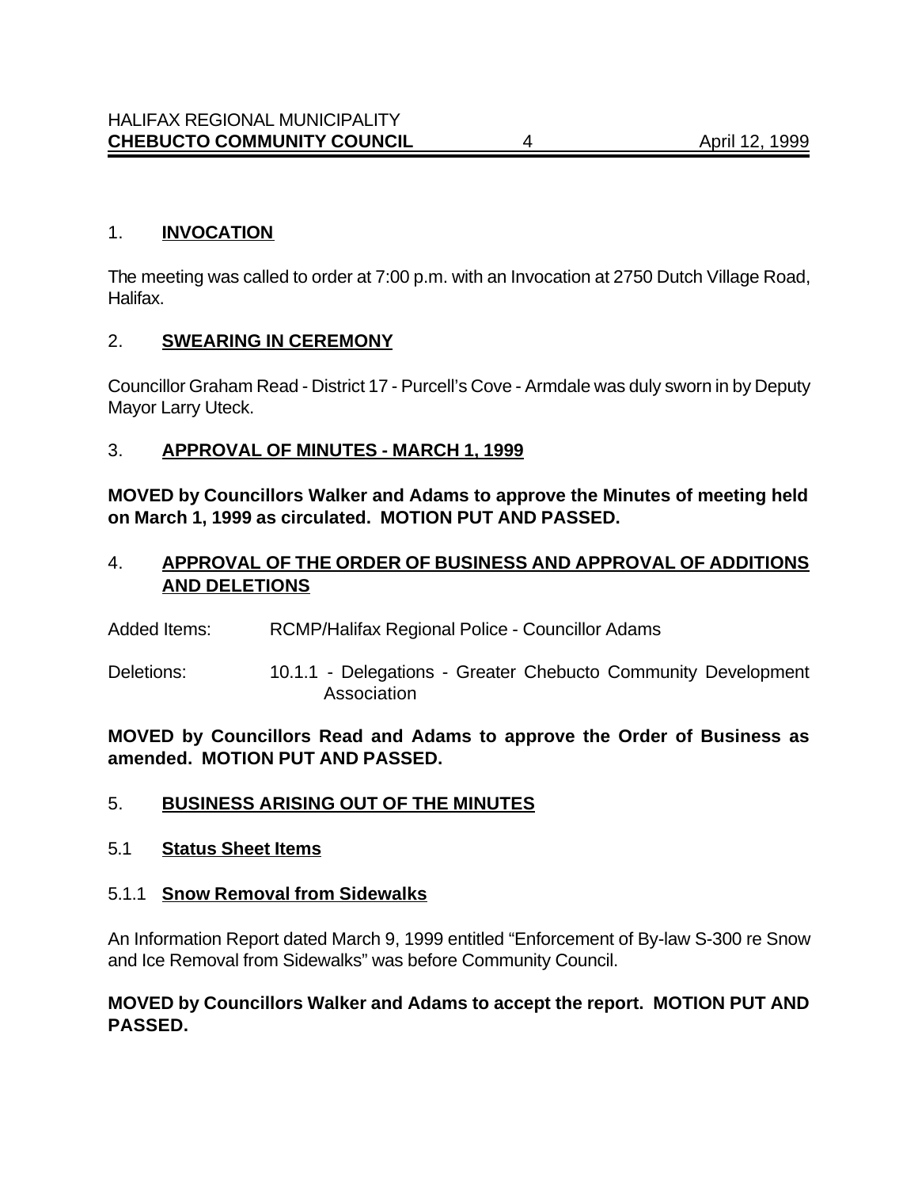## 1. **INVOCATION**

The meeting was called to order at 7:00 p.m. with an Invocation at 2750 Dutch Village Road, Halifax.

## 2. **SWEARING IN CEREMONY**

Councillor Graham Read - District 17 - Purcell's Cove - Armdale was duly sworn in by Deputy Mayor Larry Uteck.

## 3. **APPROVAL OF MINUTES - MARCH 1, 1999**

**MOVED by Councillors Walker and Adams to approve the Minutes of meeting held on March 1, 1999 as circulated. MOTION PUT AND PASSED.**

## 4. **APPROVAL OF THE ORDER OF BUSINESS AND APPROVAL OF ADDITIONS AND DELETIONS**

Added Items: RCMP/Halifax Regional Police - Councillor Adams

Deletions: 10.1.1 - Delegations - Greater Chebucto Community Development Association

**MOVED by Councillors Read and Adams to approve the Order of Business as amended. MOTION PUT AND PASSED.**

## 5. **BUSINESS ARISING OUT OF THE MINUTES**

### 5.1 **Status Sheet Items**

#### 5.1.1 **Snow Removal from Sidewalks**

An Information Report dated March 9, 1999 entitled "Enforcement of By-law S-300 re Snow and Ice Removal from Sidewalks" was before Community Council.

**MOVED by Councillors Walker and Adams to accept the report. MOTION PUT AND PASSED.**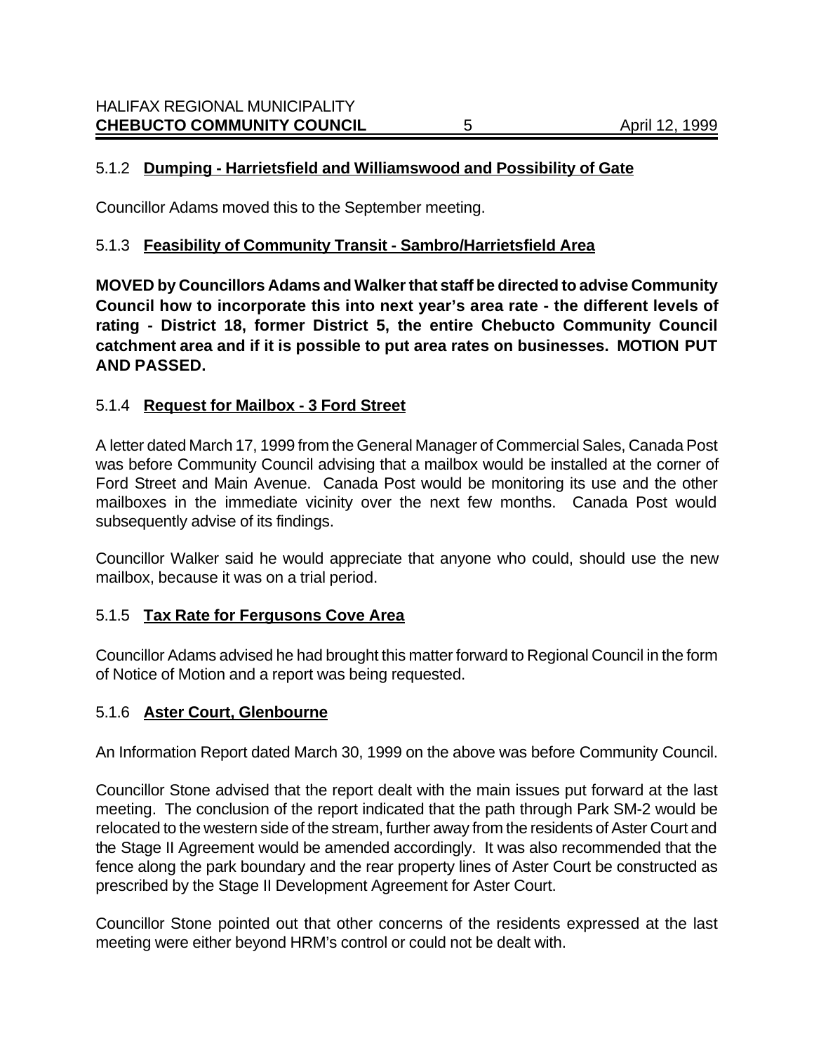### 5.1.2 **Dumping - Harrietsfield and Williamswood and Possibility of Gate**

Councillor Adams moved this to the September meeting.

### 5.1.3 **Feasibility of Community Transit - Sambro/Harrietsfield Area**

**MOVED by Councillors Adams and Walker that staff be directed to advise Community Council how to incorporate this into next year's area rate - the different levels of rating - District 18, former District 5, the entire Chebucto Community Council catchment area and if it is possible to put area rates on businesses. MOTION PUT AND PASSED.**

### 5.1.4 **Request for Mailbox - 3 Ford Street**

A letter dated March 17, 1999 from the General Manager of Commercial Sales, Canada Post was before Community Council advising that a mailbox would be installed at the corner of Ford Street and Main Avenue. Canada Post would be monitoring its use and the other mailboxes in the immediate vicinity over the next few months. Canada Post would subsequently advise of its findings.

Councillor Walker said he would appreciate that anyone who could, should use the new mailbox, because it was on a trial period.

### 5.1.5 **Tax Rate for Fergusons Cove Area**

Councillor Adams advised he had brought this matter forward to Regional Council in the form of Notice of Motion and a report was being requested.

### 5.1.6 **Aster Court, Glenbourne**

An Information Report dated March 30, 1999 on the above was before Community Council.

Councillor Stone advised that the report dealt with the main issues put forward at the last meeting. The conclusion of the report indicated that the path through Park SM-2 would be relocated to the western side of the stream, further away from the residents of Aster Court and the Stage II Agreement would be amended accordingly. It was also recommended that the fence along the park boundary and the rear property lines of Aster Court be constructed as prescribed by the Stage II Development Agreement for Aster Court.

Councillor Stone pointed out that other concerns of the residents expressed at the last meeting were either beyond HRM's control or could not be dealt with.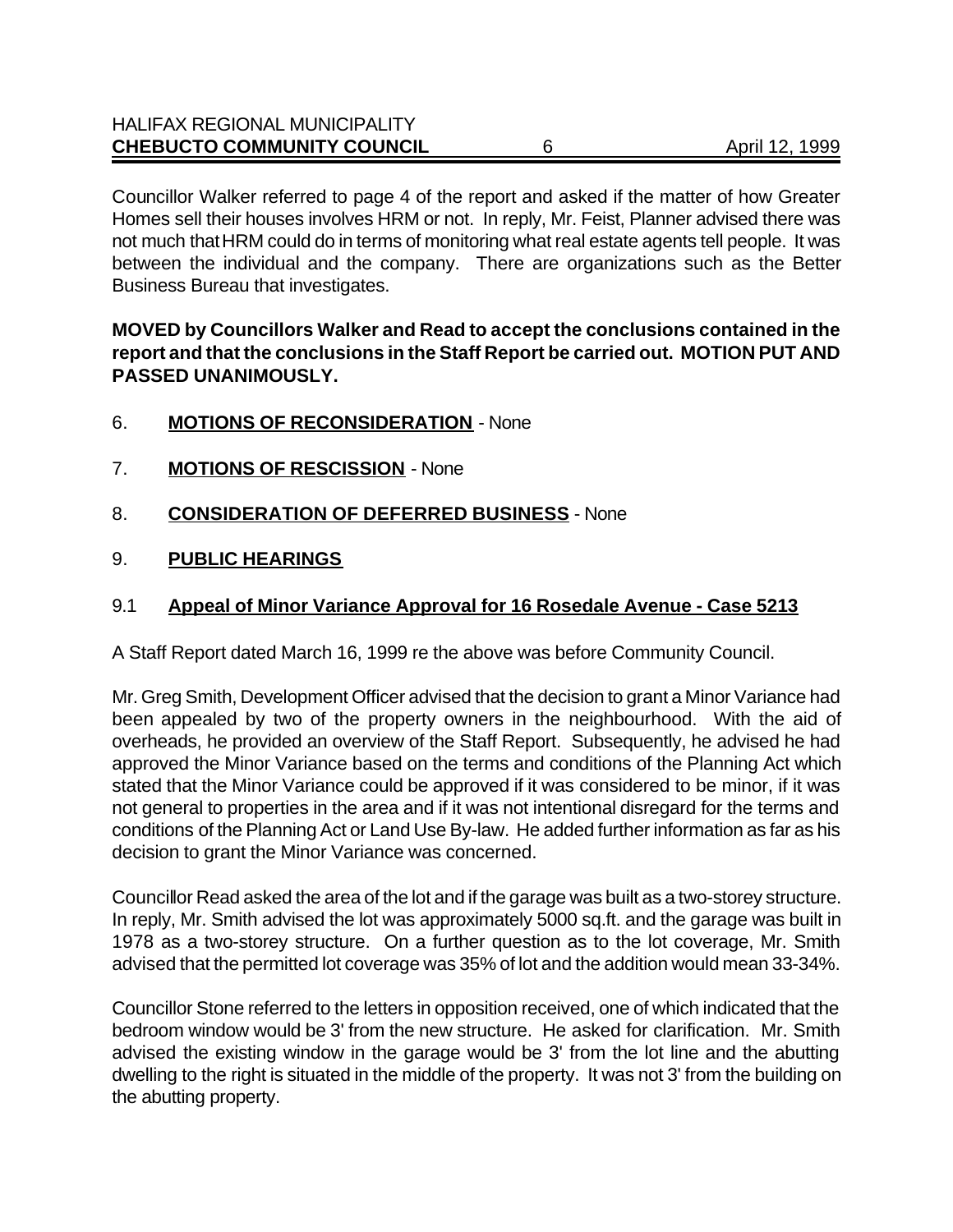Councillor Walker referred to page 4 of the report and asked if the matter of how Greater Homes sell their houses involves HRM or not. In reply, Mr. Feist, Planner advised there was not much that HRM could do in terms of monitoring what real estate agents tell people. It was between the individual and the company. There are organizations such as the Better Business Bureau that investigates.

**MOVED by Councillors Walker and Read to accept the conclusions contained in the report and that the conclusions in the Staff Report be carried out. MOTION PUT AND PASSED UNANIMOUSLY.**

6. **MOTIONS OF RECONSIDERATION** - None

7. **MOTIONS OF RESCISSION** - None

8. **CONSIDERATION OF DEFERRED BUSINESS** - None

9. **PUBLIC HEARINGS**

9.1 **Appeal of Minor Variance Approval for 16 Rosedale Avenue - Case 5213**

A Staff Report dated March 16, 1999 re the above was before Community Council.

Mr. Greg Smith, Development Officer advised that the decision to grant a Minor Variance had been appealed by two of the property owners in the neighbourhood. With the aid of overheads, he provided an overview of the Staff Report. Subsequently, he advised he had approved the Minor Variance based on the terms and conditions of the Planning Act which stated that the Minor Variance could be approved if it was considered to be minor, if it was not general to properties in the area and if it was not intentional disregard for the terms and conditions of the Planning Act or Land Use By-law. He added further information as far as his decision to grant the Minor Variance was concerned.

Councillor Read asked the area of the lot and if the garage was built as a two-storey structure. In reply, Mr. Smith advised the lot was approximately 5000 sq.ft. and the garage was built in 1978 as a two-storey structure. On a further question as to the lot coverage, Mr. Smith advised that the permitted lot coverage was 35% of lot and the addition would mean 33-34%.

Councillor Stone referred to the letters in opposition received, one of which indicated that the bedroom window would be 3' from the new structure. He asked for clarification. Mr. Smith advised the existing window in the garage would be 3' from the lot line and the abutting dwelling to the right is situated in the middle of the property. It was not 3' from the building on the abutting property.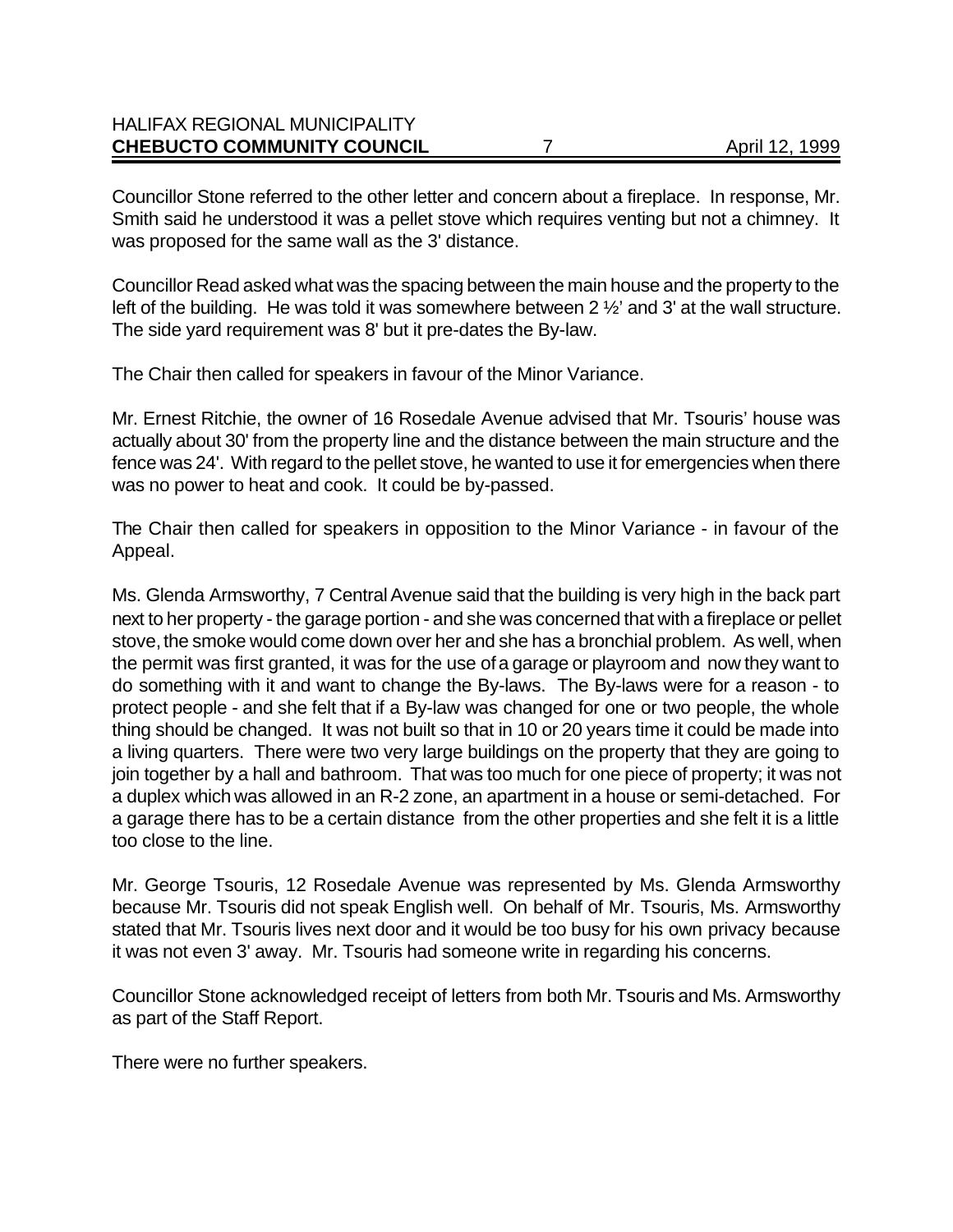Councillor Stone referred to the other letter and concern about a fireplace. In response, Mr. Smith said he understood it was a pellet stove which requires venting but not a chimney. It was proposed for the same wall as the 3' distance.

Councillor Read asked what was the spacing between the main house and the property to the left of the building. He was told it was somewhere between 2 ½' and 3' at the wall structure. The side yard requirement was 8' but it pre-dates the By-law.

The Chair then called for speakers in favour of the Minor Variance.

Mr. Ernest Ritchie, the owner of 16 Rosedale Avenue advised that Mr. Tsouris' house was actually about 30' from the property line and the distance between the main structure and the fence was 24'. With regard to the pellet stove, he wanted to use it for emergencies when there was no power to heat and cook. It could be by-passed.

The Chair then called for speakers in opposition to the Minor Variance - in favour of the Appeal.

Ms. Glenda Armsworthy, 7 Central Avenue said that the building is very high in the back part next to her property - the garage portion - and she was concerned that with a fireplace or pellet stove, the smoke would come down over her and she has a bronchial problem. As well, when the permit was first granted, it was for the use of a garage or playroom and now they want to do something with it and want to change the By-laws. The By-laws were for a reason - to protect people - and she felt that if a By-law was changed for one or two people, the whole thing should be changed. It was not built so that in 10 or 20 years time it could be made into a living quarters. There were two very large buildings on the property that they are going to join together by a hall and bathroom. That was too much for one piece of property; it was not a duplex which was allowed in an R-2 zone, an apartment in a house or semi-detached. For a garage there has to be a certain distance from the other properties and she felt it is a little too close to the line.

Mr. George Tsouris, 12 Rosedale Avenue was represented by Ms. Glenda Armsworthy because Mr. Tsouris did not speak English well. On behalf of Mr. Tsouris, Ms. Armsworthy stated that Mr. Tsouris lives next door and it would be too busy for his own privacy because it was not even 3' away. Mr. Tsouris had someone write in regarding his concerns.

Councillor Stone acknowledged receipt of letters from both Mr. Tsouris and Ms. Armsworthy as part of the Staff Report.

There were no further speakers.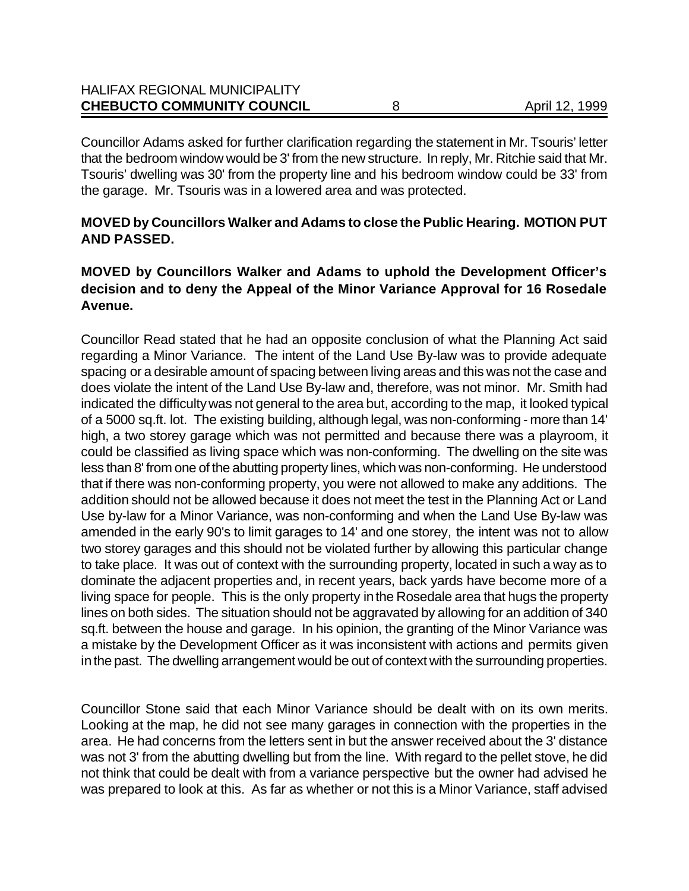Councillor Adams asked for further clarification regarding the statement in Mr. Tsouris' letter that the bedroom window would be 3' from the new structure. In reply, Mr. Ritchie said that Mr. Tsouris' dwelling was 30' from the property line and his bedroom window could be 33' from the garage. Mr. Tsouris was in a lowered area and was protected.

**MOVED by Councillors Walker and Adams to close the Public Hearing. MOTION PUT AND PASSED.**

**MOVED by Councillors Walker and Adams to uphold the Development Officer's decision and to deny the Appeal of the Minor Variance Approval for 16 Rosedale Avenue.**

Councillor Read stated that he had an opposite conclusion of what the Planning Act said regarding a Minor Variance. The intent of the Land Use By-law was to provide adequate spacing or a desirable amount of spacing between living areas and this was not the case and does violate the intent of the Land Use By-law and, therefore, was not minor. Mr. Smith had indicated the difficulty was not general to the area but, according to the map, it looked typical of a 5000 sq.ft. lot. The existing building, although legal, was non-conforming - more than 14' high, a two storey garage which was not permitted and because there was a playroom, it could be classified as living space which was non-conforming. The dwelling on the site was less than 8' from one of the abutting property lines, which was non-conforming. He understood that if there was non-conforming property, you were not allowed to make any additions. The addition should not be allowed because it does not meet the test in the Planning Act or Land Use by-law for a Minor Variance, was non-conforming and when the Land Use By-law was amended in the early 90's to limit garages to 14' and one storey, the intent was not to allow two storey garages and this should not be violated further by allowing this particular change to take place. It was out of context with the surrounding property, located in such a way as to dominate the adjacent properties and, in recent years, back yards have become more of a living space for people. This is the only property in the Rosedale area that hugs the property lines on both sides. The situation should not be aggravated by allowing for an addition of 340 sq.ft. between the house and garage. In his opinion, the granting of the Minor Variance was a mistake by the Development Officer as it was inconsistent with actions and permits given in the past. The dwelling arrangement would be out of context with the surrounding properties.

Councillor Stone said that each Minor Variance should be dealt with on its own merits. Looking at the map, he did not see many garages in connection with the properties in the area. He had concerns from the letters sent in but the answer received about the 3' distance was not 3' from the abutting dwelling but from the line. With regard to the pellet stove, he did not think that could be dealt with from a variance perspective but the owner had advised he was prepared to look at this. As far as whether or not this is a Minor Variance, staff advised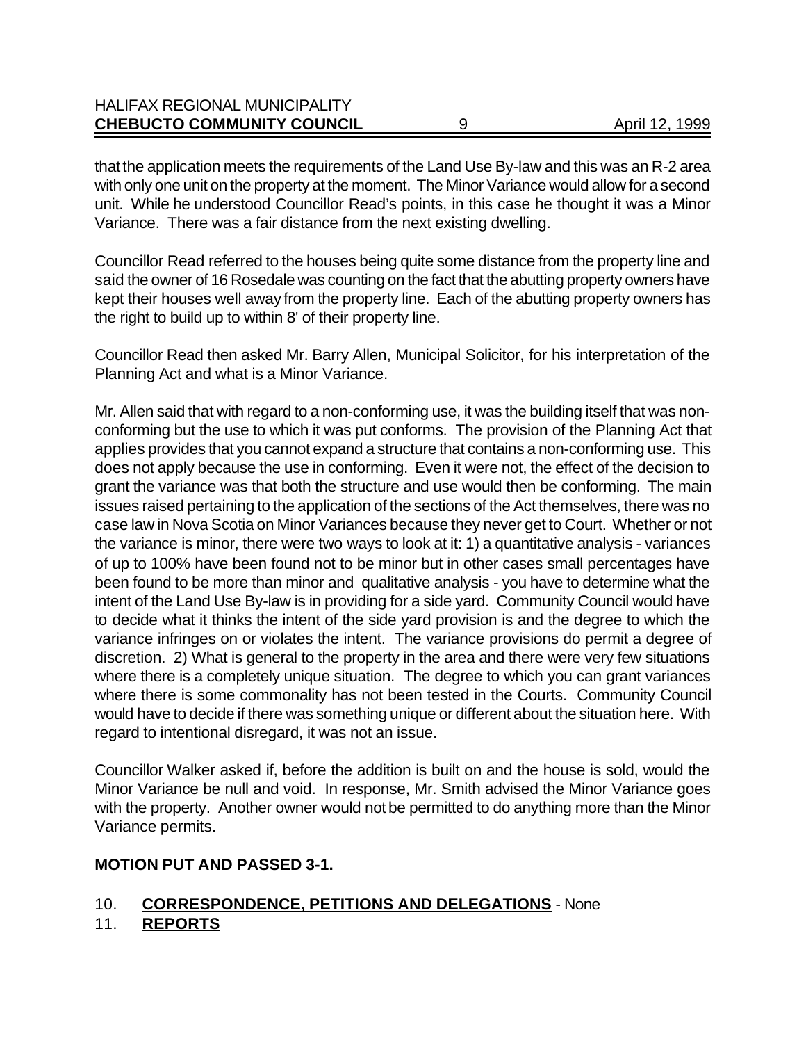that the application meets the requirements of the Land Use By-law and this was an R-2 area with only one unit on the property at the moment. The Minor Variance would allow for a second unit. While he understood Councillor Read's points, in this case he thought it was a Minor Variance. There was a fair distance from the next existing dwelling.

Councillor Read referred to the houses being quite some distance from the property line and said the owner of 16 Rosedale was counting on the fact that the abutting property owners have kept their houses well away from the property line. Each of the abutting property owners has the right to build up to within 8' of their property line.

Councillor Read then asked Mr. Barry Allen, Municipal Solicitor, for his interpretation of the Planning Act and what is a Minor Variance.

Mr. Allen said that with regard to a non-conforming use, it was the building itself that was non-conforming but the use to which it was put conforms. The provision of the Planning Act that applies provides that you cannot expand a structure that contains a non-conforming use. This does not apply because the use in conforming. Even it were not, the effect of the decision to grant the variance was that both the structure and use would then be conforming. The main issues raised pertaining to the application of the sections of the Act themselves, there was no case law in Nova Scotia on Minor Variances because they never get to Court. Whether or not the variance is minor, there were two ways to look at it: 1) a quantitative analysis - variances of up to 100% have been found not to be minor but in other cases small percentages have been found to be more than minor and qualitative analysis - you have to determine what the intent of the Land Use By-law is in providing for a side yard. Community Council would have to decide what it thinks the intent of the side yard provision is and the degree to which the variance infringes on or violates the intent. The variance provisions do permit a degree of discretion. 2) What is general to the property in the area and there were very few situations where there is a completely unique situation. The degree to which you can grant variances where there is some commonality has not been tested in the Courts. Community Council would have to decide if there was something unique or different about the situation here. With regard to intentional disregard, it was not an issue.

Councillor Walker asked if, before the addition is built on and the house is sold, would the Minor Variance be null and void. In response, Mr. Smith advised the Minor Variance goes with the property. Another owner would not be permitted to do anything more than the Minor Variance permits.

**MOTION PUT AND PASSED 3-1.**

10. **CORRESPONDENCE, PETITIONS AND DELEGATIONS** - None
11. **REPORTS**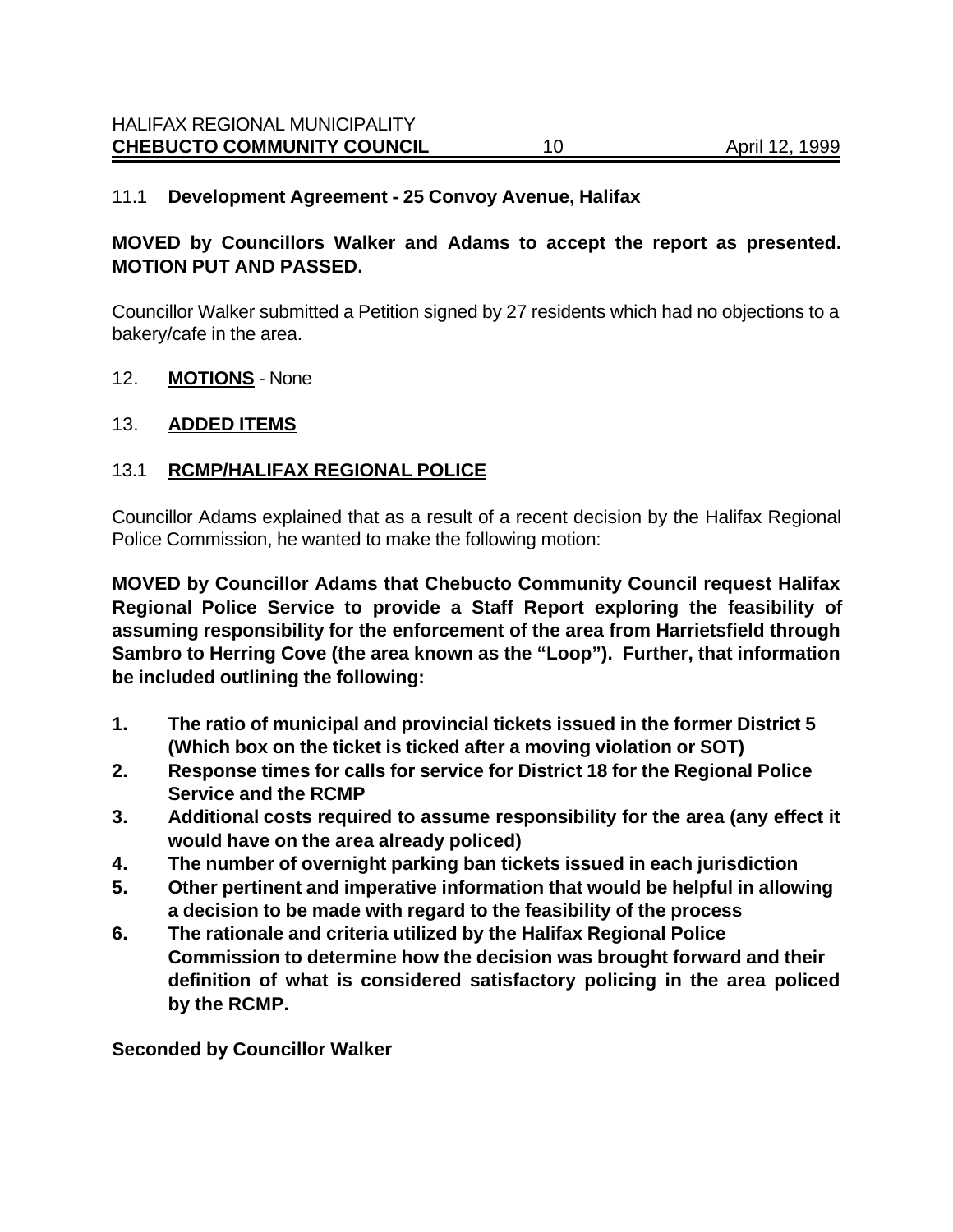11.1 **Development Agreement - 25 Convoy Avenue, Halifax**

**MOVED by Councillors Walker and Adams to accept the report as presented. MOTION PUT AND PASSED.**

Councillor Walker submitted a Petition signed by 27 residents which had no objections to a bakery/cafe in the area.

12. **MOTIONS** - None

13. **ADDED ITEMS**

13.1 **RCMP/HALIFAX REGIONAL POLICE**

Councillor Adams explained that as a result of a recent decision by the Halifax Regional Police Commission, he wanted to make the following motion:

**MOVED by Councillor Adams that Chebucto Community Council request Halifax Regional Police Service to provide a Staff Report exploring the feasibility of assuming responsibility for the enforcement of the area from Harrietsfield through Sambro to Herring Cove (the area known as the "Loop"). Further, that information be included outlining the following:**

1. **The ratio of municipal and provincial tickets issued in the former District 5 (Which box on the ticket is ticked after a moving violation or SOT)**
2. **Response times for calls for service for District 18 for the Regional Police Service and the RCMP**
3. **Additional costs required to assume responsibility for the area (any effect it would have on the area already policed)**
4. **The number of overnight parking ban tickets issued in each jurisdiction**
5. **Other pertinent and imperative information that would be helpful in allowing a decision to be made with regard to the feasibility of the process**
6. **The rationale and criteria utilized by the Halifax Regional Police Commission to determine how the decision was brought forward and their definition of what is considered satisfactory policing in the area policed by the RCMP.**

**Seconded by Councillor Walker**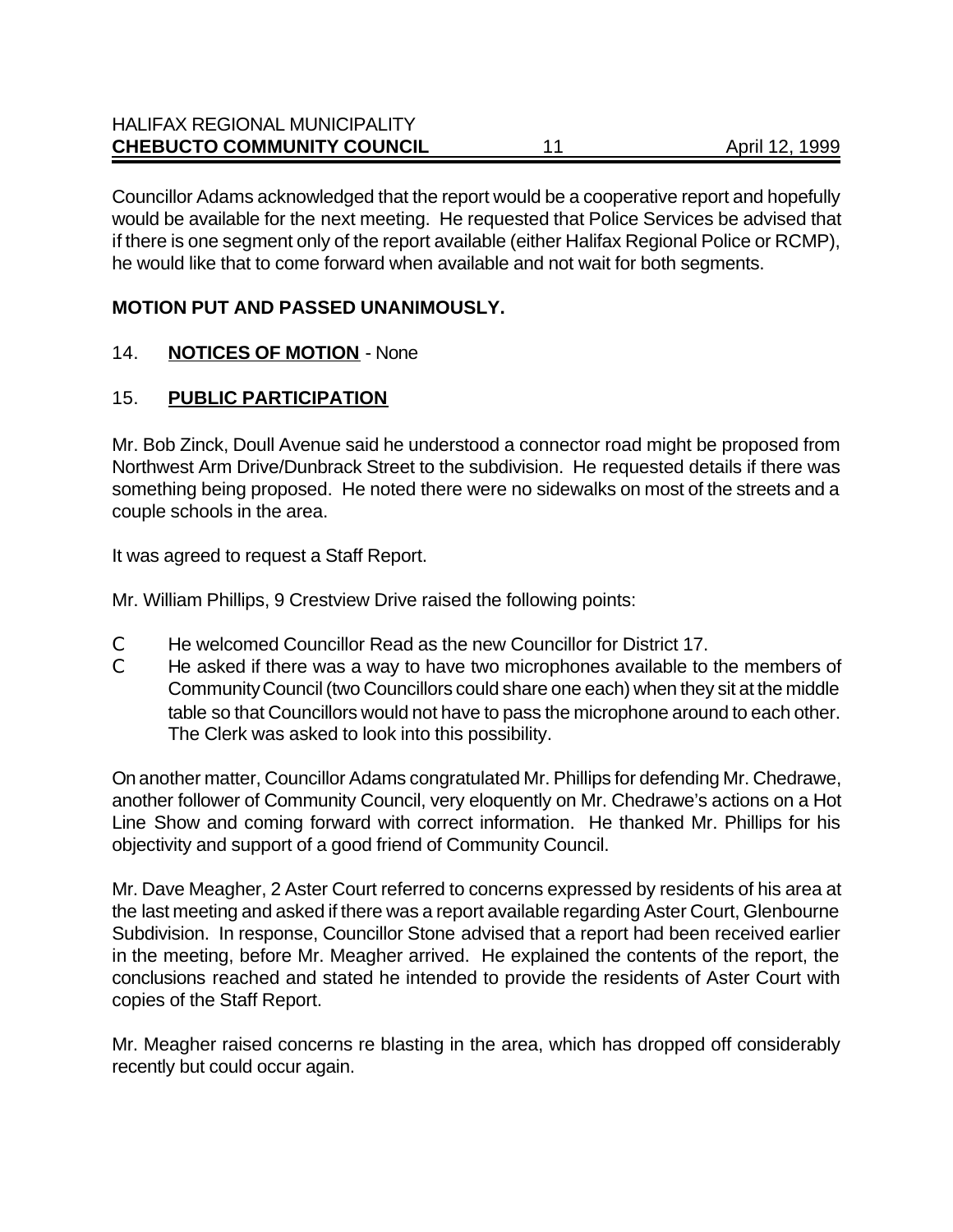Councillor Adams acknowledged that the report would be a cooperative report and hopefully would be available for the next meeting. He requested that Police Services be advised that if there is one segment only of the report available (either Halifax Regional Police or RCMP), he would like that to come forward when available and not wait for both segments.

**MOTION PUT AND PASSED UNANIMOUSLY.**

14. **NOTICES OF MOTION** - None

15. **PUBLIC PARTICIPATION**

Mr. Bob Zinck, Doull Avenue said he understood a connector road might be proposed from Northwest Arm Drive/Dunbrack Street to the subdivision. He requested details if there was something being proposed. He noted there were no sidewalks on most of the streets and a couple schools in the area.

It was agreed to request a Staff Report.

Mr. William Phillips, 9 Crestview Drive raised the following points:

- He welcomed Councillor Read as the new Councillor for District 17.
- He asked if there was a way to have two microphones available to the members of Community Council (two Councillors could share one each) when they sit at the middle table so that Councillors would not have to pass the microphone around to each other. The Clerk was asked to look into this possibility.

On another matter, Councillor Adams congratulated Mr. Phillips for defending Mr. Chedrawe, another follower of Community Council, very eloquently on Mr. Chedrawe's actions on a Hot Line Show and coming forward with correct information. He thanked Mr. Phillips for his objectivity and support of a good friend of Community Council.

Mr. Dave Meagher, 2 Aster Court referred to concerns expressed by residents of his area at the last meeting and asked if there was a report available regarding Aster Court, Glenbourne Subdivision. In response, Councillor Stone advised that a report had been received earlier in the meeting, before Mr. Meagher arrived. He explained the contents of the report, the conclusions reached and stated he intended to provide the residents of Aster Court with copies of the Staff Report.

Mr. Meagher raised concerns re blasting in the area, which has dropped off considerably recently but could occur again.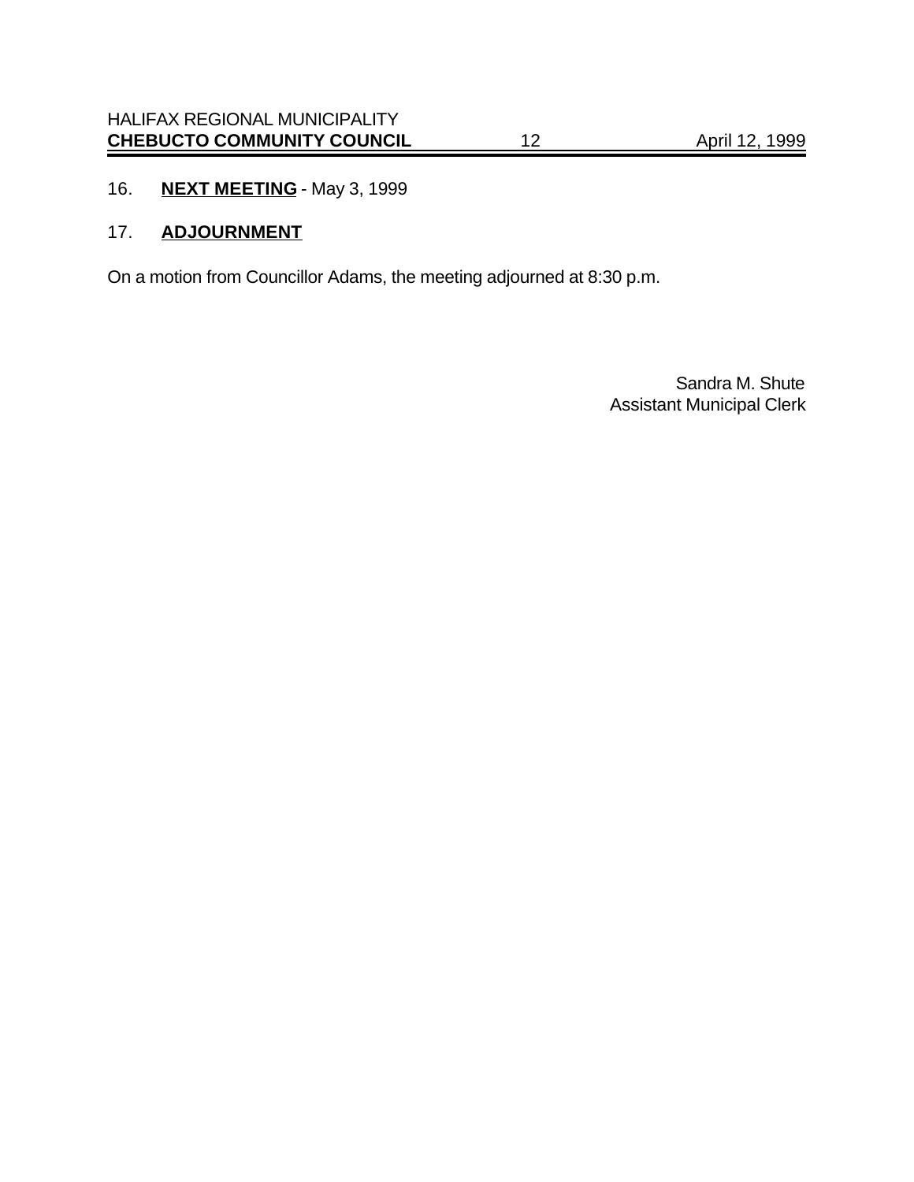16. **NEXT MEETING** - May 3, 1999

17. **ADJOURNMENT**

On a motion from Councillor Adams, the meeting adjourned at 8:30 p.m.

Sandra M. Shute
Assistant Municipal Clerk